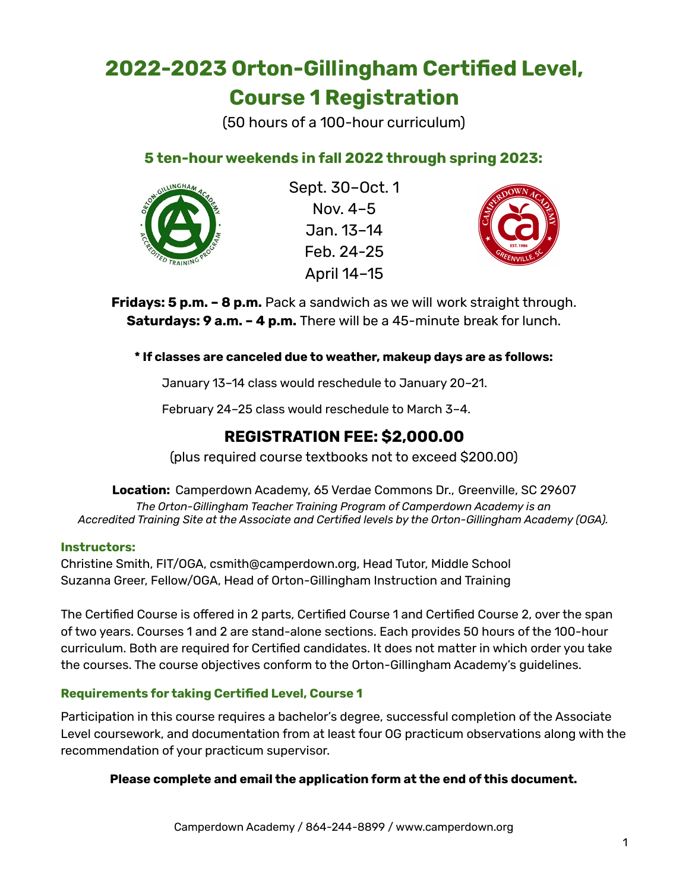# 2022-2023 Orton-Gillingham Certified Level, Course 1 Registration

(50 hours of a 100-hour curriculum)

## 5 ten-hour weekends in fall 2022 through spring 2023:

Sept. 30–Oct. 1
Nov. 4–5
Jan. 13–14
Feb. 24-25
April 14–15

**Fridays: 5 p.m. – 8 p.m.** Pack a sandwich as we will work straight through.
**Saturdays: 9 a.m. – 4 p.m.** There will be a 45-minute break for lunch.

**\* If classes are canceled due to weather, makeup days are as follows:**

January 13–14 class would reschedule to January 20–21.

February 24–25 class would reschedule to March 3–4.

## REGISTRATION FEE: $2,000.00

(plus required course textbooks not to exceed $200.00)

**Location:** Camperdown Academy, 65 Verdae Commons Dr., Greenville, SC 29607
*The Orton-Gillingham Teacher Training Program of Camperdown Academy is an Accredited Training Site at the Associate and Certified levels by the Orton-Gillingham Academy (OGA).*

### Instructors:

Christine Smith, FIT/OGA, csmith@camperdown.org, Head Tutor, Middle School
Suzanna Greer, Fellow/OGA, Head of Orton-Gillingham Instruction and Training

The Certified Course is offered in 2 parts, Certified Course 1 and Certified Course 2, over the span of two years. Courses 1 and 2 are stand-alone sections. Each provides 50 hours of the 100-hour curriculum. Both are required for Certified candidates. It does not matter in which order you take the courses. The course objectives conform to the Orton-Gillingham Academy's guidelines.

### Requirements for taking Certified Level, Course 1

Participation in this course requires a bachelor's degree, successful completion of the Associate Level coursework, and documentation from at least four OG practicum observations along with the recommendation of your practicum supervisor.

**Please complete and email the application form at the end of this document.**

Camperdown Academy / 864-244-8899 / www.camperdown.org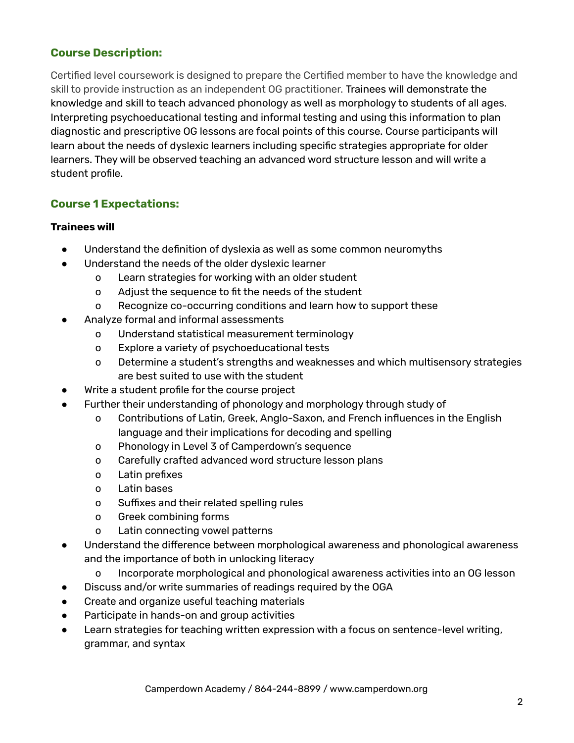## Course Description:

Certified level coursework is designed to prepare the Certified member to have the knowledge and skill to provide instruction as an independent OG practitioner. Trainees will demonstrate the knowledge and skill to teach advanced phonology as well as morphology to students of all ages. Interpreting psychoeducational testing and informal testing and using this information to plan diagnostic and prescriptive OG lessons are focal points of this course. Course participants will learn about the needs of dyslexic learners including specific strategies appropriate for older learners. They will be observed teaching an advanced word structure lesson and will write a student profile.

## Course 1 Expectations:

**Trainees will**

- Understand the definition of dyslexia as well as some common neuromyths
- Understand the needs of the older dyslexic learner
    - Learn strategies for working with an older student
    - Adjust the sequence to fit the needs of the student
    - Recognize co-occurring conditions and learn how to support these
- Analyze formal and informal assessments
    - Understand statistical measurement terminology
    - Explore a variety of psychoeducational tests
    - Determine a student's strengths and weaknesses and which multisensory strategies are best suited to use with the student
- Write a student profile for the course project
- Further their understanding of phonology and morphology through study of
    - Contributions of Latin, Greek, Anglo-Saxon, and French influences in the English language and their implications for decoding and spelling
    - Phonology in Level 3 of Camperdown's sequence
    - Carefully crafted advanced word structure lesson plans
    - Latin prefixes
    - Latin bases
    - Suffixes and their related spelling rules
    - Greek combining forms
    - Latin connecting vowel patterns
- Understand the difference between morphological awareness and phonological awareness and the importance of both in unlocking literacy
    - Incorporate morphological and phonological awareness activities into an OG lesson
- Discuss and/or write summaries of readings required by the OGA
- Create and organize useful teaching materials
- Participate in hands-on and group activities
- Learn strategies for teaching written expression with a focus on sentence-level writing, grammar, and syntax

Camperdown Academy / 864-244-8899 / www.camperdown.org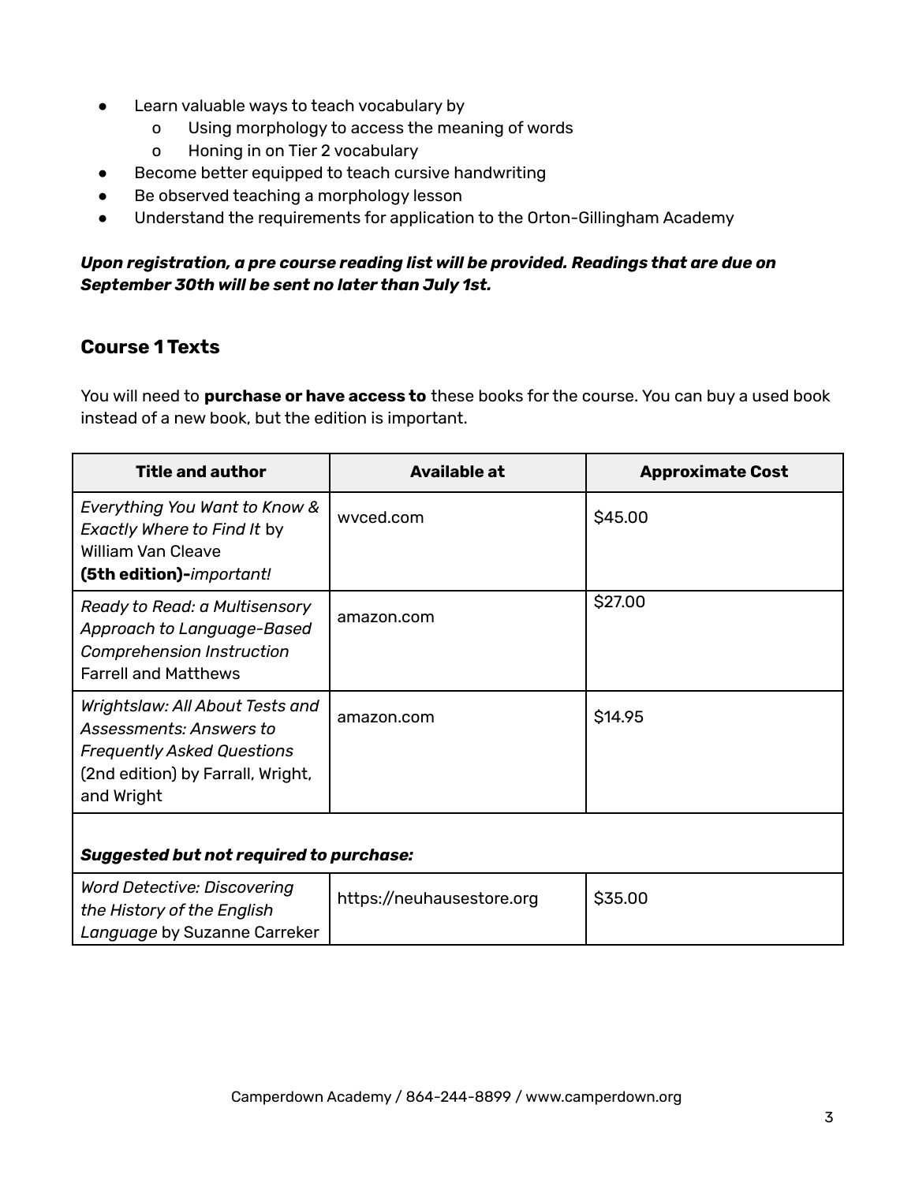- Learn valuable ways to teach vocabulary by
  - Using morphology to access the meaning of words
  - Honing in on Tier 2 vocabulary
- Become better equipped to teach cursive handwriting
- Be observed teaching a morphology lesson
- Understand the requirements for application to the Orton-Gillingham Academy

***Upon registration, a pre course reading list will be provided. Readings that are due on September 30th will be sent no later than July 1st.***

## Course 1 Texts

You will need to **purchase or have access to** these books for the course. You can buy a used book instead of a new book, but the edition is important.

| Title and author | Available at | Approximate Cost |
|---|---|---|
| *Everything You Want to Know & Exactly Where to Find It* by William Van Cleave **(5th edition)-***important!* | wvced.com | $45.00 |
| *Ready to Read: a Multisensory Approach to Language-Based Comprehension Instruction* Farrell and Matthews | amazon.com | $27.00 |
| *Wrightslaw: All About Tests and Assessments: Answers to Frequently Asked Questions* (2nd edition) by Farrall, Wright, and Wright | amazon.com | $14.95 |
| ***Suggested but not required to purchase:*** | | |
| *Word Detective: Discovering the History of the English Language* by Suzanne Carreker | https://neuhausestore.org | $35.00 |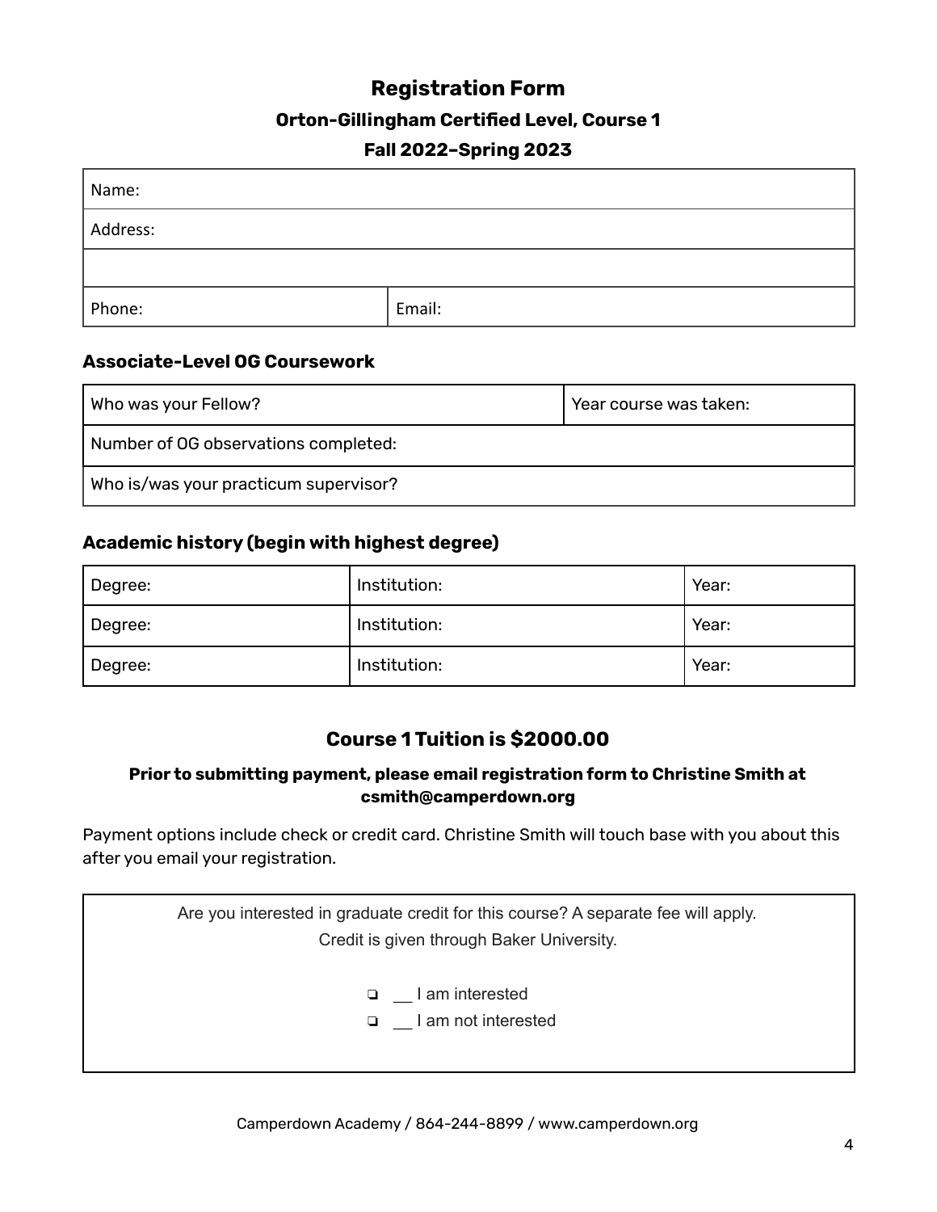# Registration Form

## Orton-Gillingham Certified Level, Course 1

## Fall 2022–Spring 2023

| | |
|---|---|
| Name: | |
| Address: | |
| | |
| Phone: | Email: |

### Associate-Level OG Coursework

| | |
|---|---|
| Who was your Fellow? | Year course was taken: |
| Number of OG observations completed: | |
| Who is/was your practicum supervisor? | |

### Academic history (begin with highest degree)

| | | |
|---|---|---|
| Degree: | Institution: | Year: |
| Degree: | Institution: | Year: |
| Degree: | Institution: | Year: |

## Course 1 Tuition is $2000.00

**Prior to submitting payment, please email registration form to Christine Smith at csmith@camperdown.org**

Payment options include check or credit card. Christine Smith will touch base with you about this after you email your registration.

Are you interested in graduate credit for this course? A separate fee will apply.
Credit is given through Baker University.

- __ I am interested
- __ I am not interested

Camperdown Academy / 864-244-8899 / www.camperdown.org